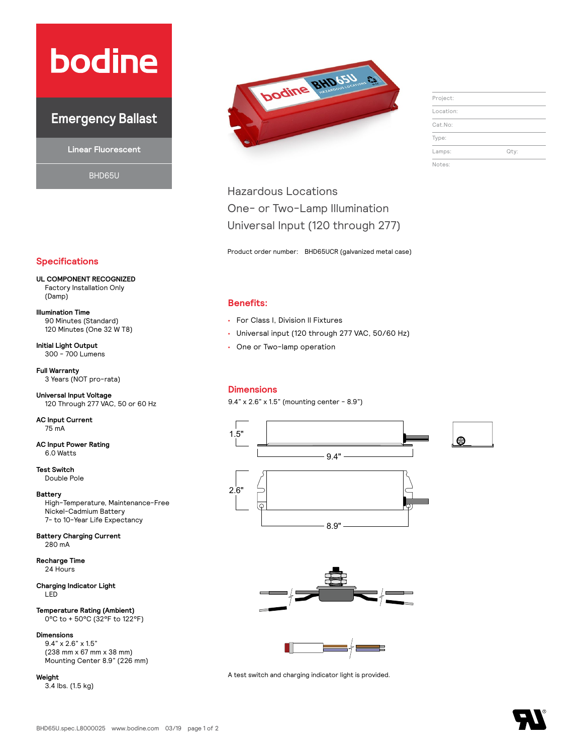# bodine

## Emergency Ballast

### Linear Fluorescent

BHD65U

| | |
|---|---|
| Project: | |
| Location: | |
| Cat.No: | |
| Type: | |
| Lamps: | Qty: |
| Notes: | |

Hazardous Locations
One- or Two-Lamp Illumination
Universal Input (120 through 277)

Product order number: BHD65UCR (galvanized metal case)

## Specifications

**UL COMPONENT RECOGNIZED**
Factory Installation Only
(Damp)

**Illumination Time**
90 Minutes (Standard)
120 Minutes (One 32 W T8)

**Initial Light Output**
300 - 700 Lumens

**Full Warranty**
3 Years (NOT pro-rata)

**Universal Input Voltage**
120 Through 277 VAC, 50 or 60 Hz

**AC Input Current**
75 mA

**AC Input Power Rating**
6.0 Watts

**Test Switch**
Double Pole

**Battery**
High-Temperature, Maintenance-Free
Nickel-Cadmium Battery
7- to 10-Year Life Expectancy

**Battery Charging Current**
280 mA

**Recharge Time**
24 Hours

**Charging Indicator Light**
LED

**Temperature Rating (Ambient)**
0°C to + 50°C (32°F to 122°F)

**Dimensions**
9.4" x 2.6" x 1.5"
(238 mm x 67 mm x 38 mm)
Mounting Center 8.9" (226 mm)

**Weight**
3.4 lbs. (1.5 kg)

## Benefits:

- For Class I, Division II Fixtures
- Universal input (120 through 277 VAC, 50/60 Hz)
- One or Two-lamp operation

## Dimensions

9.4" x 2.6" x 1.5" (mounting center - 8.9")

1.5"
9.4"
2.6"
8.9"

A test switch and charging indicator light is provided.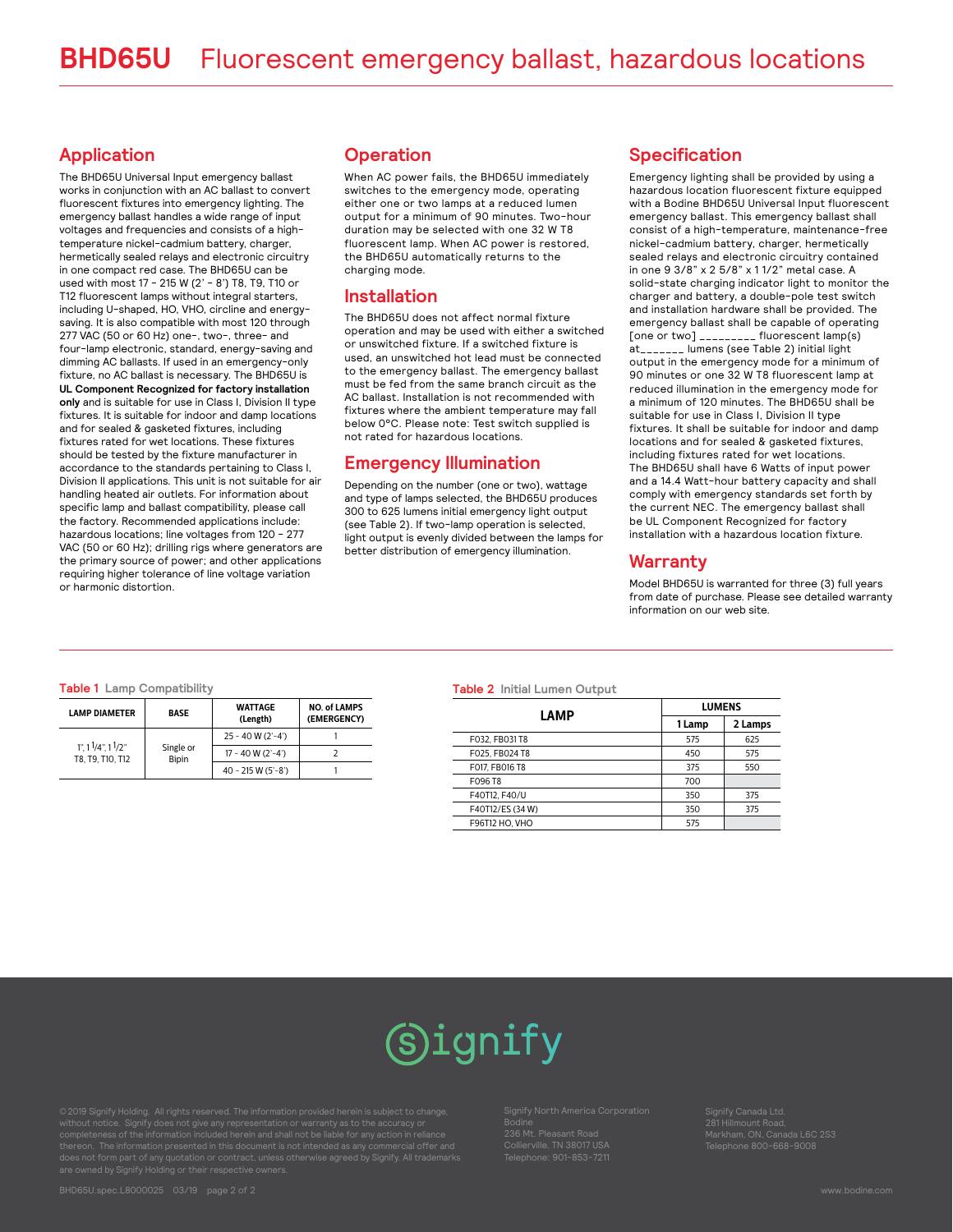# BHD65U Fluorescent emergency ballast, hazardous locations

## Application

The BHD65U Universal Input emergency ballast works in conjunction with an AC ballast to convert fluorescent fixtures into emergency lighting. The emergency ballast handles a wide range of input voltages and frequencies and consists of a high-temperature nickel-cadmium battery, charger, hermetically sealed relays and electronic circuitry in one compact red case. The BHD65U can be used with most 17 - 215 W (2' - 8') T8, T9, T10 or T12 fluorescent lamps without integral starters, including U-shaped, HO, VHO, circline and energy-saving. It is also compatible with most 120 through 277 VAC (50 or 60 Hz) one-, two-, three- and four-lamp electronic, standard, energy-saving and dimming AC ballasts. If used in an emergency-only fixture, no AC ballast is necessary. The BHD65U is **UL Component Recognized for factory installation only** and is suitable for use in Class I, Division II type fixtures. It is suitable for indoor and damp locations and for sealed & gasketed fixtures, including fixtures rated for wet locations. These fixtures should be tested by the fixture manufacturer in accordance to the standards pertaining to Class I, Division II applications. This unit is not suitable for air handling heated air outlets. For information about specific lamp and ballast compatibility, please call the factory. Recommended applications include: hazardous locations; line voltages from 120 - 277 VAC (50 or 60 Hz); drilling rigs where generators are the primary source of power; and other applications requiring higher tolerance of line voltage variation or harmonic distortion.

## Operation

When AC power fails, the BHD65U immediately switches to the emergency mode, operating either one or two lamps at a reduced lumen output for a minimum of 90 minutes. Two-hour duration may be selected with one 32 W T8 fluorescent lamp. When AC power is restored, the BHD65U automatically returns to the charging mode.

## Installation

The BHD65U does not affect normal fixture operation and may be used with either a switched or unswitched fixture. If a switched fixture is used, an unswitched hot lead must be connected to the emergency ballast. The emergency ballast must be fed from the same branch circuit as the AC ballast. Installation is not recommended with fixtures where the ambient temperature may fall below 0°C. Please note: Test switch supplied is not rated for hazardous locations.

## Emergency Illumination

Depending on the number (one or two), wattage and type of lamps selected, the BHD65U produces 300 to 625 lumens initial emergency light output (see Table 2). If two-lamp operation is selected, light output is evenly divided between the lamps for better distribution of emergency illumination.

## Specification

Emergency lighting shall be provided by using a hazardous location fluorescent fixture equipped with a Bodine BHD65U Universal Input fluorescent emergency ballast. This emergency ballast shall consist of a high-temperature, maintenance-free nickel-cadmium battery, charger, hermetically sealed relays and electronic circuitry contained in one 9 3/8" x 2 5/8" x 1 1/2" metal case. A solid-state charging indicator light to monitor the charger and battery, a double-pole test switch and installation hardware shall be provided. The emergency ballast shall be capable of operating [one or two] _________ fluorescent lamp(s) at_______ lumens (see Table 2) initial light output in the emergency mode for a minimum of 90 minutes or one 32 W T8 fluorescent lamp at reduced illumination in the emergency mode for a minimum of 120 minutes. The BHD65U shall be suitable for use in Class I, Division II type fixtures. It shall be suitable for indoor and damp locations and for sealed & gasketed fixtures, including fixtures rated for wet locations. The BHD65U shall have 6 Watts of input power and a 14.4 Watt-hour battery capacity and shall comply with emergency standards set forth by the current NEC. The emergency ballast shall be UL Component Recognized for factory installation with a hazardous location fixture.

## Warranty

Model BHD65U is warranted for three (3) full years from date of purchase. Please see detailed warranty information on our web site.

**Table 1** Lamp Compatibility

| LAMP DIAMETER | BASE | WATTAGE (Length) | NO. of LAMPS (EMERGENCY) |
|---|---|---|---|
| 1", 1 1/4", 1 1/2" T8, T9, T10, T12 | Single or Bipin | 25 - 40 W (2'-4') | 1 |
| | | 17 - 40 W (2'-4') | 2 |
| | | 40 - 215 W (5'-8') | 1 |

**Table 2** Initial Lumen Output

| LAMP | LUMENS | |
|---|---|---|
| | 1 Lamp | 2 Lamps |
| F032, FB031 T8 | 575 | 625 |
| F025, FB024 T8 | 450 | 575 |
| F017, FB016 T8 | 375 | 550 |
| F096 T8 | 700 | |
| F40T12, F40/U | 350 | 375 |
| F40T12/ES (34 W) | 350 | 375 |
| F96T12 HO, VHO | 575 | |

signify

© 2019 Signify Holding. All rights reserved. The information provided herein is subject to change, without notice. Signify does not give any representation or warranty as to the accuracy or completeness of the information included herein and shall not be liable for any action in reliance thereon. The information presented in this document is not intended as any commercial offer and does not form part of any quotation or contract, unless otherwise agreed by Signify. All trademarks are owned by Signify Holding or their respective owners.

Signify North America Corporation
Bodine
236 Mt. Pleasant Road
Collierville, TN 38017 USA
Telephone: 901-853-7211

Signify Canada Ltd.
281 Hillmount Road,
Markham, ON, Canada L6C 2S3
Telephone 800-668-9008

BHD65U.spec.L8000025 03/19

www.bodine.com